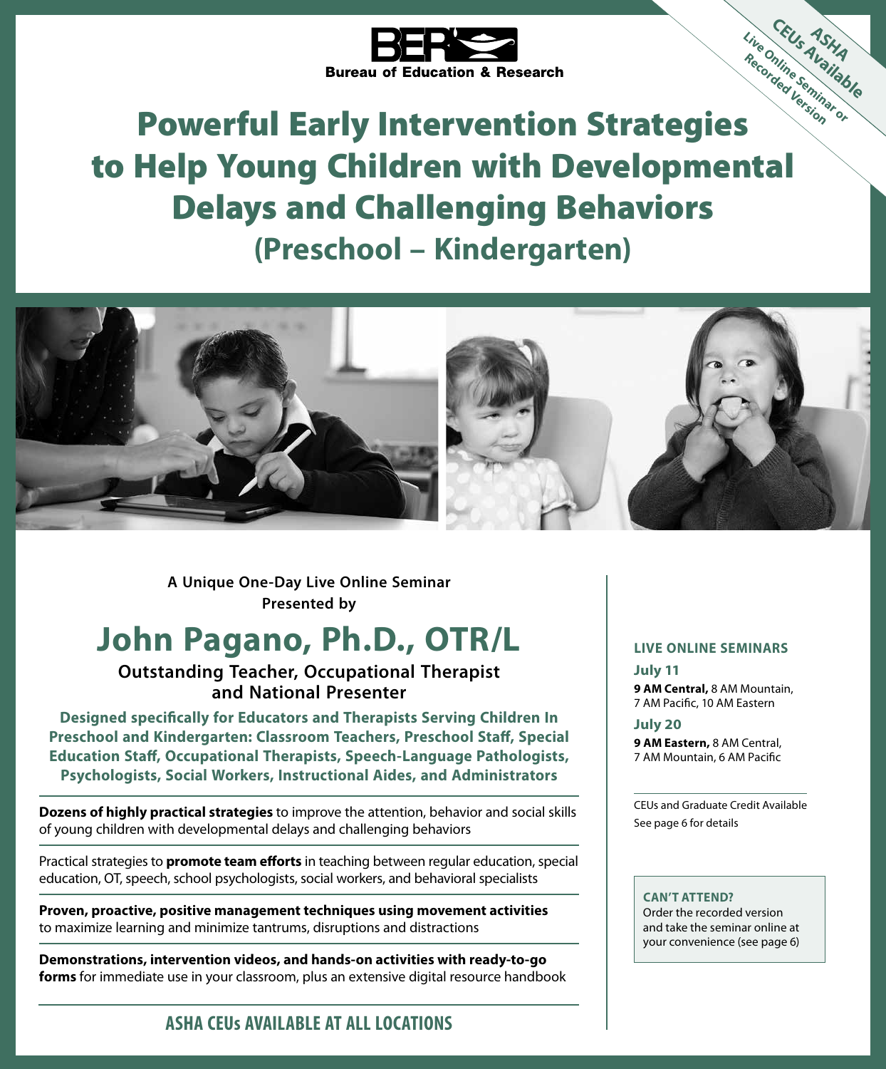BER Bureau of Education & Research

ASHA CEUs Available
Live Online Seminar or Recorded Version

# Powerful Early Intervention Strategies to Help Young Children with Developmental Delays and Challenging Behaviors

## (Preschool – Kindergarten)

**A Unique One-Day Live Online Seminar**
**Presented by**

# John Pagano, Ph.D., OTR/L

**Outstanding Teacher, Occupational Therapist and National Presenter**

**Designed specifically for Educators and Therapists Serving Children In Preschool and Kindergarten: Classroom Teachers, Preschool Staff, Special Education Staff, Occupational Therapists, Speech-Language Pathologists, Psychologists, Social Workers, Instructional Aides, and Administrators**

**Dozens of highly practical strategies** to improve the attention, behavior and social skills of young children with developmental delays and challenging behaviors

Practical strategies to **promote team efforts** in teaching between regular education, special education, OT, speech, school psychologists, social workers, and behavioral specialists

**Proven, proactive, positive management techniques using movement activities** to maximize learning and minimize tantrums, disruptions and distractions

**Demonstrations, intervention videos, and hands-on activities with ready-to-go forms** for immediate use in your classroom, plus an extensive digital resource handbook

**ASHA CEUs AVAILABLE AT ALL LOCATIONS**

### LIVE ONLINE SEMINARS

**July 11**
**9 AM Central,** 8 AM Mountain, 7 AM Pacific, 10 AM Eastern

**July 20**
**9 AM Eastern,** 8 AM Central, 7 AM Mountain, 6 AM Pacific

CEUs and Graduate Credit Available
See page 6 for details

**CAN'T ATTEND?**
Order the recorded version and take the seminar online at your convenience (see page 6)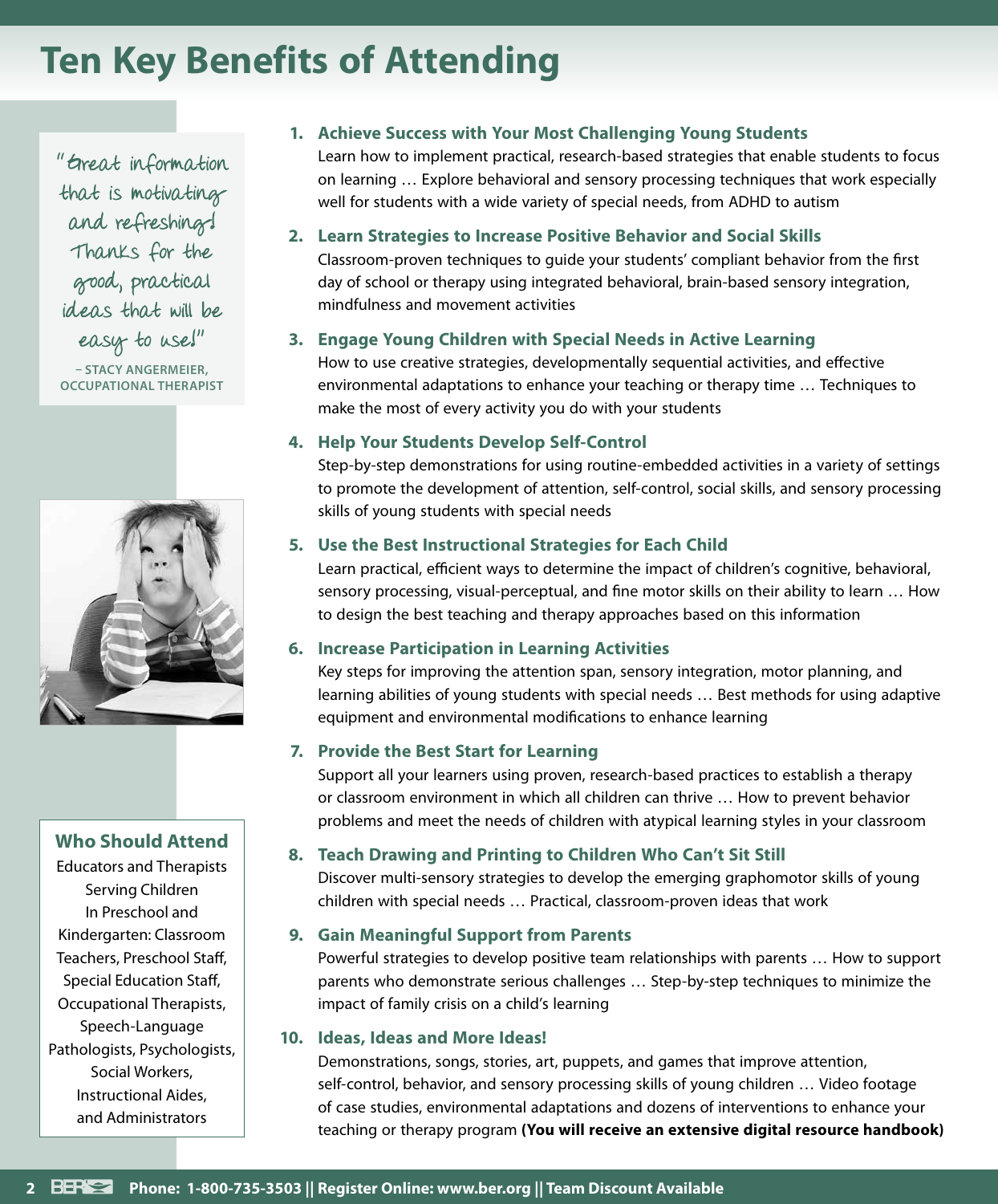# Ten Key Benefits of Attending

"Great information that is motivating and refreshing! Thanks for the good, practical ideas that will be easy to use!"

– STACY ANGERMEIER, OCCUPATIONAL THERAPIST

1. **Achieve Success with Your Most Challenging Young Students**
   Learn how to implement practical, research-based strategies that enable students to focus on learning … Explore behavioral and sensory processing techniques that work especially well for students with a wide variety of special needs, from ADHD to autism

2. **Learn Strategies to Increase Positive Behavior and Social Skills**
   Classroom-proven techniques to guide your students' compliant behavior from the first day of school or therapy using integrated behavioral, brain-based sensory integration, mindfulness and movement activities

3. **Engage Young Children with Special Needs in Active Learning**
   How to use creative strategies, developmentally sequential activities, and effective environmental adaptations to enhance your teaching or therapy time … Techniques to make the most of every activity you do with your students

4. **Help Your Students Develop Self-Control**
   Step-by-step demonstrations for using routine-embedded activities in a variety of settings to promote the development of attention, self-control, social skills, and sensory processing skills of young students with special needs

5. **Use the Best Instructional Strategies for Each Child**
   Learn practical, efficient ways to determine the impact of children's cognitive, behavioral, sensory processing, visual-perceptual, and fine motor skills on their ability to learn … How to design the best teaching and therapy approaches based on this information

6. **Increase Participation in Learning Activities**
   Key steps for improving the attention span, sensory integration, motor planning, and learning abilities of young students with special needs … Best methods for using adaptive equipment and environmental modifications to enhance learning

7. **Provide the Best Start for Learning**
   Support all your learners using proven, research-based practices to establish a therapy or classroom environment in which all children can thrive … How to prevent behavior problems and meet the needs of children with atypical learning styles in your classroom

8. **Teach Drawing and Printing to Children Who Can't Sit Still**
   Discover multi-sensory strategies to develop the emerging graphomotor skills of young children with special needs … Practical, classroom-proven ideas that work

9. **Gain Meaningful Support from Parents**
   Powerful strategies to develop positive team relationships with parents … How to support parents who demonstrate serious challenges … Step-by-step techniques to minimize the impact of family crisis on a child's learning

10. **Ideas, Ideas and More Ideas!**
    Demonstrations, songs, stories, art, puppets, and games that improve attention, self-control, behavior, and sensory processing skills of young children … Video footage of case studies, environmental adaptations and dozens of interventions to enhance your teaching or therapy program **(You will receive an extensive digital resource handbook)**

## Who Should Attend

Educators and Therapists Serving Children In Preschool and Kindergarten: Classroom Teachers, Preschool Staff, Special Education Staff, Occupational Therapists, Speech-Language Pathologists, Psychologists, Social Workers, Instructional Aides, and Administrators

**Phone: 1-800-735-3503 || Register Online: www.ber.org || Team Discount Available**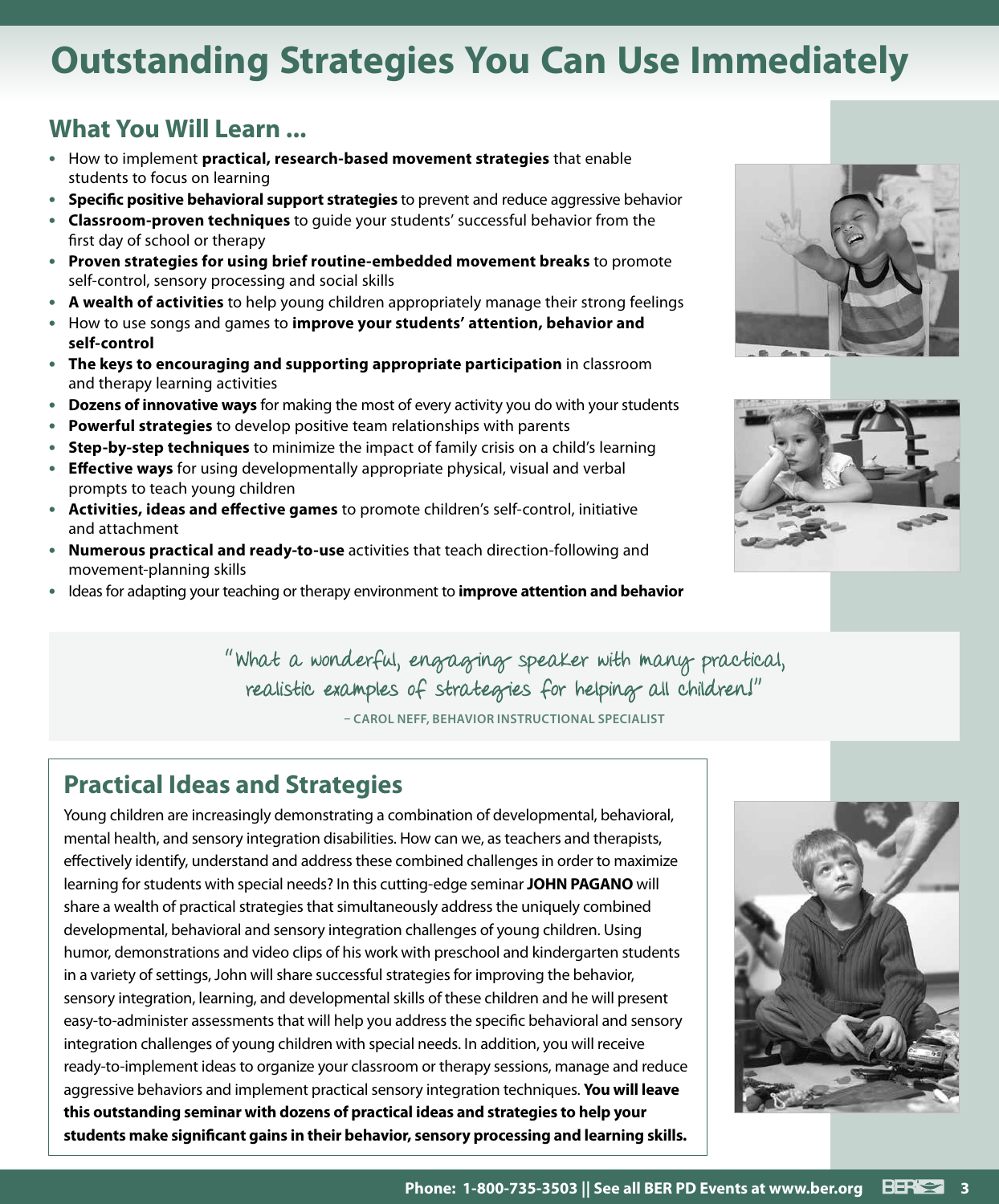# Outstanding Strategies You Can Use Immediately

## What You Will Learn ...

- How to implement **practical, research-based movement strategies** that enable students to focus on learning
- **Specific positive behavioral support strategies** to prevent and reduce aggressive behavior
- **Classroom-proven techniques** to guide your students' successful behavior from the first day of school or therapy
- **Proven strategies for using brief routine-embedded movement breaks** to promote self-control, sensory processing and social skills
- **A wealth of activities** to help young children appropriately manage their strong feelings
- How to use songs and games to **improve your students' attention, behavior and self-control**
- **The keys to encouraging and supporting appropriate participation** in classroom and therapy learning activities
- **Dozens of innovative ways** for making the most of every activity you do with your students
- **Powerful strategies** to develop positive team relationships with parents
- **Step-by-step techniques** to minimize the impact of family crisis on a child's learning
- **Effective ways** for using developmentally appropriate physical, visual and verbal prompts to teach young children
- **Activities, ideas and effective games** to promote children's self-control, initiative and attachment
- **Numerous practical and ready-to-use** activities that teach direction-following and movement-planning skills
- Ideas for adapting your teaching or therapy environment to **improve attention and behavior**

"What a wonderful, engaging speaker with many practical, realistic examples of strategies for helping all children!"

– CAROL NEFF, BEHAVIOR INSTRUCTIONAL SPECIALIST

## Practical Ideas and Strategies

Young children are increasingly demonstrating a combination of developmental, behavioral, mental health, and sensory integration disabilities. How can we, as teachers and therapists, effectively identify, understand and address these combined challenges in order to maximize learning for students with special needs? In this cutting-edge seminar **JOHN PAGANO** will share a wealth of practical strategies that simultaneously address the uniquely combined developmental, behavioral and sensory integration challenges of young children. Using humor, demonstrations and video clips of his work with preschool and kindergarten students in a variety of settings, John will share successful strategies for improving the behavior, sensory integration, learning, and developmental skills of these children and he will present easy-to-administer assessments that will help you address the specific behavioral and sensory integration challenges of young children with special needs. In addition, you will receive ready-to-implement ideas to organize your classroom or therapy sessions, manage and reduce aggressive behaviors and implement practical sensory integration techniques. **You will leave this outstanding seminar with dozens of practical ideas and strategies to help your students make significant gains in their behavior, sensory processing and learning skills.**

**Phone: 1-800-735-3503 || See all BER PD Events at www.ber.org**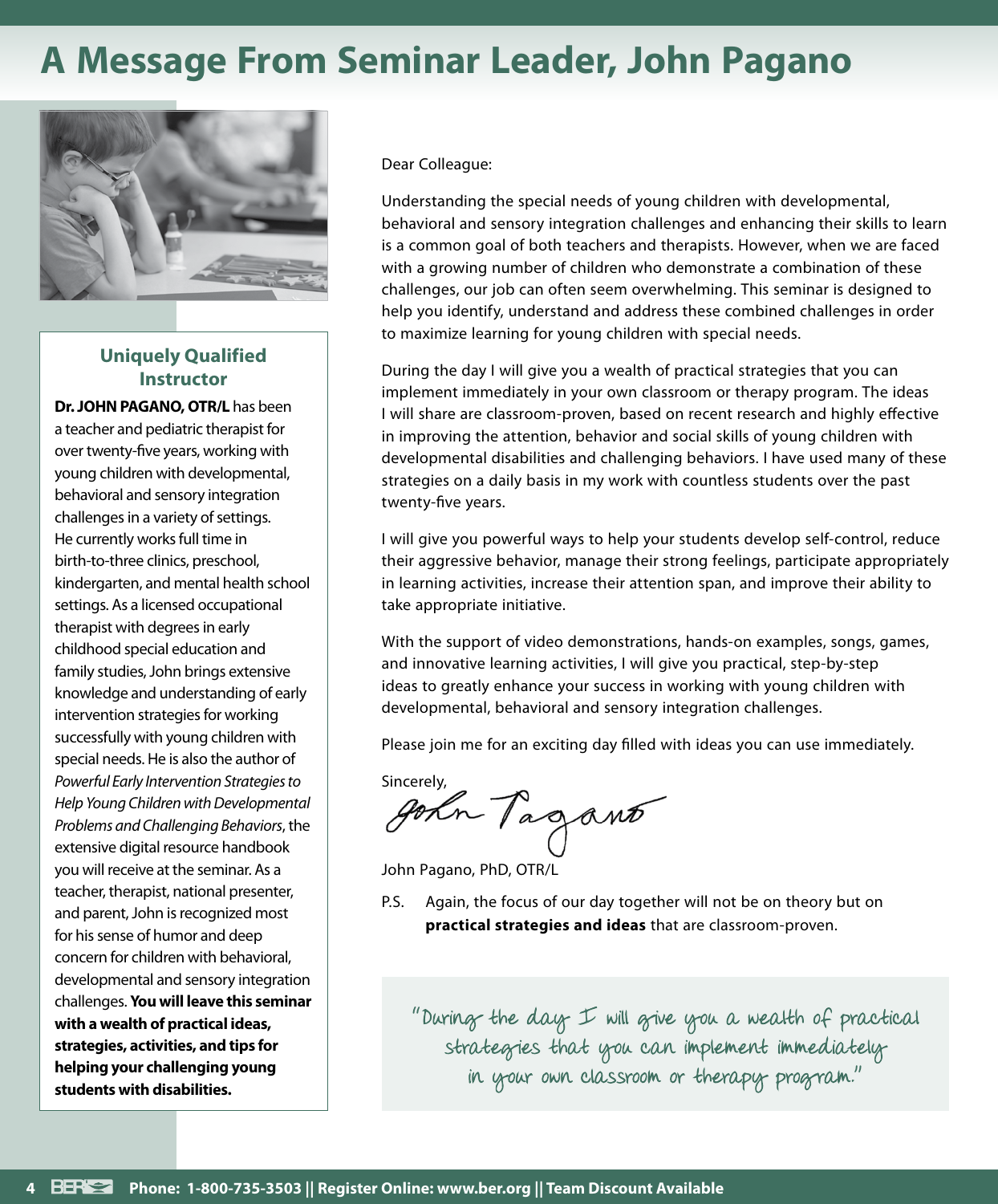# A Message From Seminar Leader, John Pagano

### Uniquely Qualified Instructor

**Dr. JOHN PAGANO, OTR/L** has been a teacher and pediatric therapist for over twenty-five years, working with young children with developmental, behavioral and sensory integration challenges in a variety of settings. He currently works full time in birth-to-three clinics, preschool, kindergarten, and mental health school settings. As a licensed occupational therapist with degrees in early childhood special education and family studies, John brings extensive knowledge and understanding of early intervention strategies for working successfully with young children with special needs. He is also the author of *Powerful Early Intervention Strategies to Help Young Children with Developmental Problems and Challenging Behaviors*, the extensive digital resource handbook you will receive at the seminar. As a teacher, therapist, national presenter, and parent, John is recognized most for his sense of humor and deep concern for children with behavioral, developmental and sensory integration challenges. **You will leave this seminar with a wealth of practical ideas, strategies, activities, and tips for helping your challenging young students with disabilities.**

Dear Colleague:

Understanding the special needs of young children with developmental, behavioral and sensory integration challenges and enhancing their skills to learn is a common goal of both teachers and therapists. However, when we are faced with a growing number of children who demonstrate a combination of these challenges, our job can often seem overwhelming. This seminar is designed to help you identify, understand and address these combined challenges in order to maximize learning for young children with special needs.

During the day I will give you a wealth of practical strategies that you can implement immediately in your own classroom or therapy program. The ideas I will share are classroom-proven, based on recent research and highly effective in improving the attention, behavior and social skills of young children with developmental disabilities and challenging behaviors. I have used many of these strategies on a daily basis in my work with countless students over the past twenty-five years.

I will give you powerful ways to help your students develop self-control, reduce their aggressive behavior, manage their strong feelings, participate appropriately in learning activities, increase their attention span, and improve their ability to take appropriate initiative.

With the support of video demonstrations, hands-on examples, songs, games, and innovative learning activities, I will give you practical, step-by-step ideas to greatly enhance your success in working with young children with developmental, behavioral and sensory integration challenges.

Please join me for an exciting day filled with ideas you can use immediately.

Sincerely,

John Pagano

John Pagano, PhD, OTR/L

P.S. Again, the focus of our day together will not be on theory but on **practical strategies and ideas** that are classroom-proven.

"During the day I will give you a wealth of practical strategies that you can implement immediately in your own classroom or therapy program."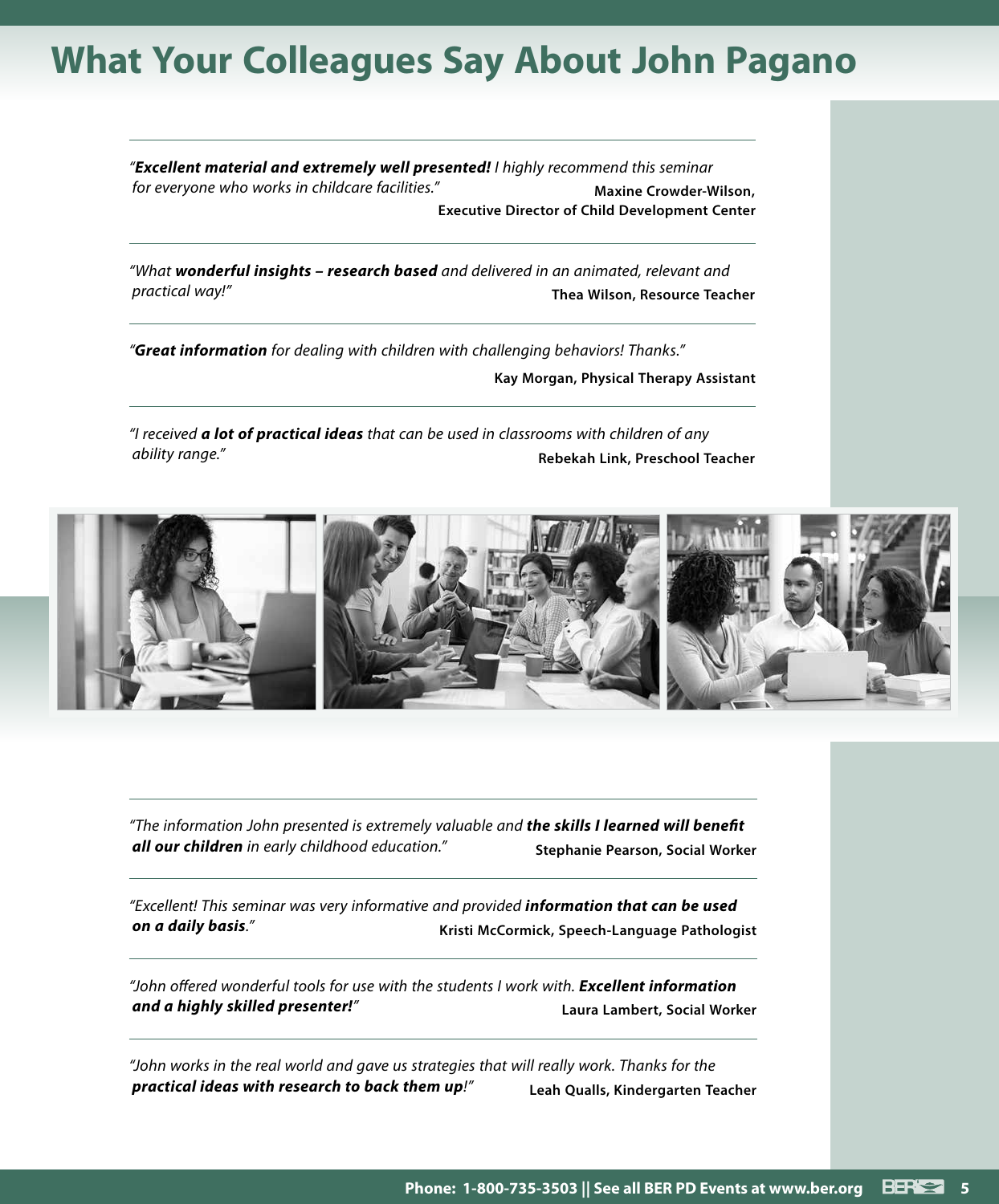# What Your Colleagues Say About John Pagano

---

*"**Excellent material and extremely well presented!** I highly recommend this seminar for everyone who works in childcare facilities."*

**Maxine Crowder-Wilson, Executive Director of Child Development Center**

---

*"What **wonderful insights – research based** and delivered in an animated, relevant and practical way!"*

**Thea Wilson, Resource Teacher**

---

*"**Great information** for dealing with children with challenging behaviors! Thanks."*

**Kay Morgan, Physical Therapy Assistant**

---

*"I received **a lot of practical ideas** that can be used in classrooms with children of any ability range."*

**Rebekah Link, Preschool Teacher**

---

*"The information John presented is extremely valuable and **the skills I learned will benefit all our children** in early childhood education."*

**Stephanie Pearson, Social Worker**

---

*"Excellent! This seminar was very informative and provided **information that can be used on a daily basis**."*

**Kristi McCormick, Speech-Language Pathologist**

---

*"John offered wonderful tools for use with the students I work with. **Excellent information and a highly skilled presenter!**"*

**Laura Lambert, Social Worker**

---

*"John works in the real world and gave us strategies that will really work. Thanks for the **practical ideas with research to back them up**!"*

**Leah Qualls, Kindergarten Teacher**

**Phone: 1-800-735-3503 || See all BER PD Events at www.ber.org**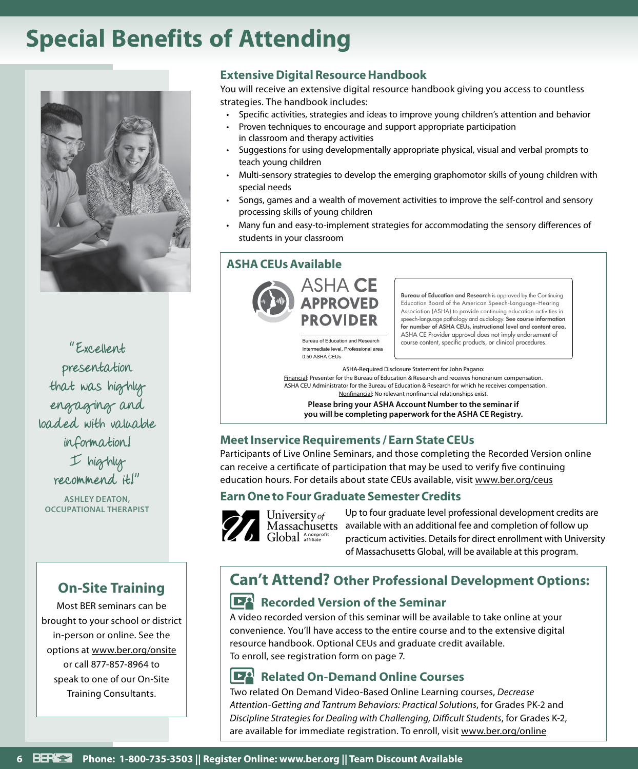# Special Benefits of Attending

## Extensive Digital Resource Handbook

You will receive an extensive digital resource handbook giving you access to countless strategies. The handbook includes:

- Specific activities, strategies and ideas to improve young children's attention and behavior
- Proven techniques to encourage and support appropriate participation in classroom and therapy activities
- Suggestions for using developmentally appropriate physical, visual and verbal prompts to teach young children
- Multi-sensory strategies to develop the emerging graphomotor skills of young children with special needs
- Songs, games and a wealth of movement activities to improve the self-control and sensory processing skills of young children
- Many fun and easy-to-implement strategies for accommodating the sensory differences of students in your classroom

"Excellent presentation that was highly engaging and loaded with valuable information! I highly recommend it!"

**ASHLEY DEATON, OCCUPATIONAL THERAPIST**

## ASHA CEUs Available

ASHA CE APPROVED PROVIDER

Bureau of Education and Research
Intermediate level, Professional area
0.50 ASHA CEUs

**Bureau of Education and Research** is approved by the Continuing Education Board of the American Speech-Language-Hearing Association (ASHA) to provide continuing education activities in speech-language pathology and audiology. **See course information for number of ASHA CEUs, instructional level and content area.** ASHA CE Provider approval does not imply endorsement of course content, specific products, or clinical procedures.

ASHA-Required Disclosure Statement for John Pagano:
Financial: Presenter for the Bureau of Education & Research and receives honorarium compensation. ASHA CEU Administrator for the Bureau of Education & Research for which he receives compensation.
Nonfinancial: No relevant nonfinancial relationships exist.

**Please bring your ASHA Account Number to the seminar if you will be completing paperwork for the ASHA CE Registry.**

## Meet Inservice Requirements / Earn State CEUs

Participants of Live Online Seminars, and those completing the Recorded Version online can receive a certificate of participation that may be used to verify five continuing education hours. For details about state CEUs available, visit www.ber.org/ceus

## Earn One to Four Graduate Semester Credits

University of Massachusetts Global — A nonprofit affiliate

Up to four graduate level professional development credits are available with an additional fee and completion of follow up practicum activities. Details for direct enrollment with University of Massachusetts Global, will be available at this program.

## On-Site Training

Most BER seminars can be brought to your school or district in-person or online. See the options at www.ber.org/onsite or call 877-857-8964 to speak to one of our On-Site Training Consultants.

## Can't Attend? Other Professional Development Options:

### Recorded Version of the Seminar

A video recorded version of this seminar will be available to take online at your convenience. You'll have access to the entire course and to the extensive digital resource handbook. Optional CEUs and graduate credit available.
To enroll, see registration form on page 7.

### Related On-Demand Online Courses

Two related On Demand Video-Based Online Learning courses, *Decrease Attention-Getting and Tantrum Behaviors: Practical Solutions*, for Grades PK-2 and *Discipline Strategies for Dealing with Challenging, Difficult Students*, for Grades K-2, are available for immediate registration. To enroll, visit www.ber.org/online

Phone: 1-800-735-3503 || Register Online: www.ber.org || Team Discount Available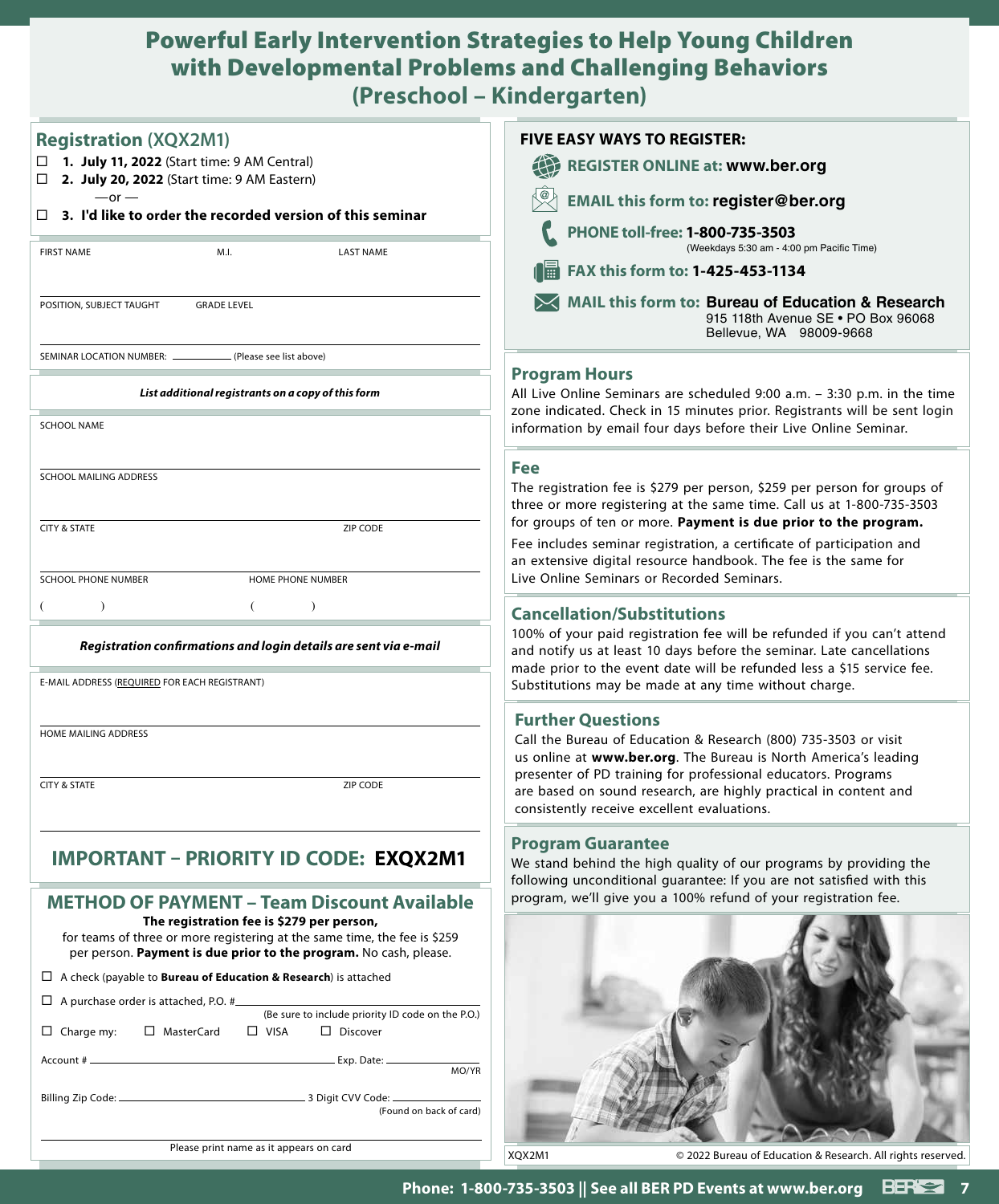# Powerful Early Intervention Strategies to Help Young Children with Developmental Problems and Challenging Behaviors (Preschool – Kindergarten)

## Registration (XQX2M1)

☐ **1. July 11, 2022** (Start time: 9 AM Central)

☐ **2. July 20, 2022** (Start time: 9 AM Eastern)

—or —

☐ **3. I'd like to order the recorded version of this seminar**

FIRST NAME | M.I. | LAST NAME

POSITION, SUBJECT TAUGHT | GRADE LEVEL

SEMINAR LOCATION NUMBER: __________ (Please see list above)

***List additional registrants on a copy of this form***

SCHOOL NAME

SCHOOL MAILING ADDRESS

CITY & STATE | ZIP CODE

SCHOOL PHONE NUMBER | HOME PHONE NUMBER

( ) | ( )

***Registration confirmations and login details are sent via e-mail***

E-MAIL ADDRESS (REQUIRED FOR EACH REGISTRANT)

HOME MAILING ADDRESS

CITY & STATE | ZIP CODE

## IMPORTANT – PRIORITY ID CODE: EXQX2M1

## METHOD OF PAYMENT – Team Discount Available

**The registration fee is $279 per person,** for teams of three or more registering at the same time, the fee is $259 per person. **Payment is due prior to the program.** No cash, please.

☐ A check (payable to **Bureau of Education & Research**) is attached

☐ A purchase order is attached, P.O. # __________ (Be sure to include priority ID code on the P.O.)

☐ Charge my: ☐ MasterCard ☐ VISA ☐ Discover

Account # __________ Exp. Date: __________ MO/YR

Billing Zip Code: __________ 3 Digit CVV Code: __________ (Found on back of card)

Please print name as it appears on card

## FIVE EASY WAYS TO REGISTER:

**REGISTER ONLINE at: www.ber.org**

**EMAIL this form to: register@ber.org**

**PHONE toll-free: 1-800-735-3503** (Weekdays 5:30 am - 4:00 pm Pacific Time)

**FAX this form to: 1-425-453-1134**

**MAIL this form to: Bureau of Education & Research**
915 118th Avenue SE • PO Box 96068
Bellevue, WA 98009-9668

## Program Hours

All Live Online Seminars are scheduled 9:00 a.m. – 3:30 p.m. in the time zone indicated. Check in 15 minutes prior. Registrants will be sent login information by email four days before their Live Online Seminar.

## Fee

The registration fee is $279 per person, $259 per person for groups of three or more registering at the same time. Call us at 1-800-735-3503 for groups of ten or more. **Payment is due prior to the program.**

Fee includes seminar registration, a certificate of participation and an extensive digital resource handbook. The fee is the same for Live Online Seminars or Recorded Seminars.

## Cancellation/Substitutions

100% of your paid registration fee will be refunded if you can't attend and notify us at least 10 days before the seminar. Late cancellations made prior to the event date will be refunded less a $15 service fee. Substitutions may be made at any time without charge.

## Further Questions

Call the Bureau of Education & Research (800) 735-3503 or visit us online at **www.ber.org**. The Bureau is North America's leading presenter of PD training for professional educators. Programs are based on sound research, are highly practical in content and consistently receive excellent evaluations.

## Program Guarantee

We stand behind the high quality of our programs by providing the following unconditional guarantee: If you are not satisfied with this program, we'll give you a 100% refund of your registration fee.

XQX2M1 © 2022 Bureau of Education & Research. All rights reserved.

**Phone: 1-800-735-3503 || See all BER PD Events at www.ber.org**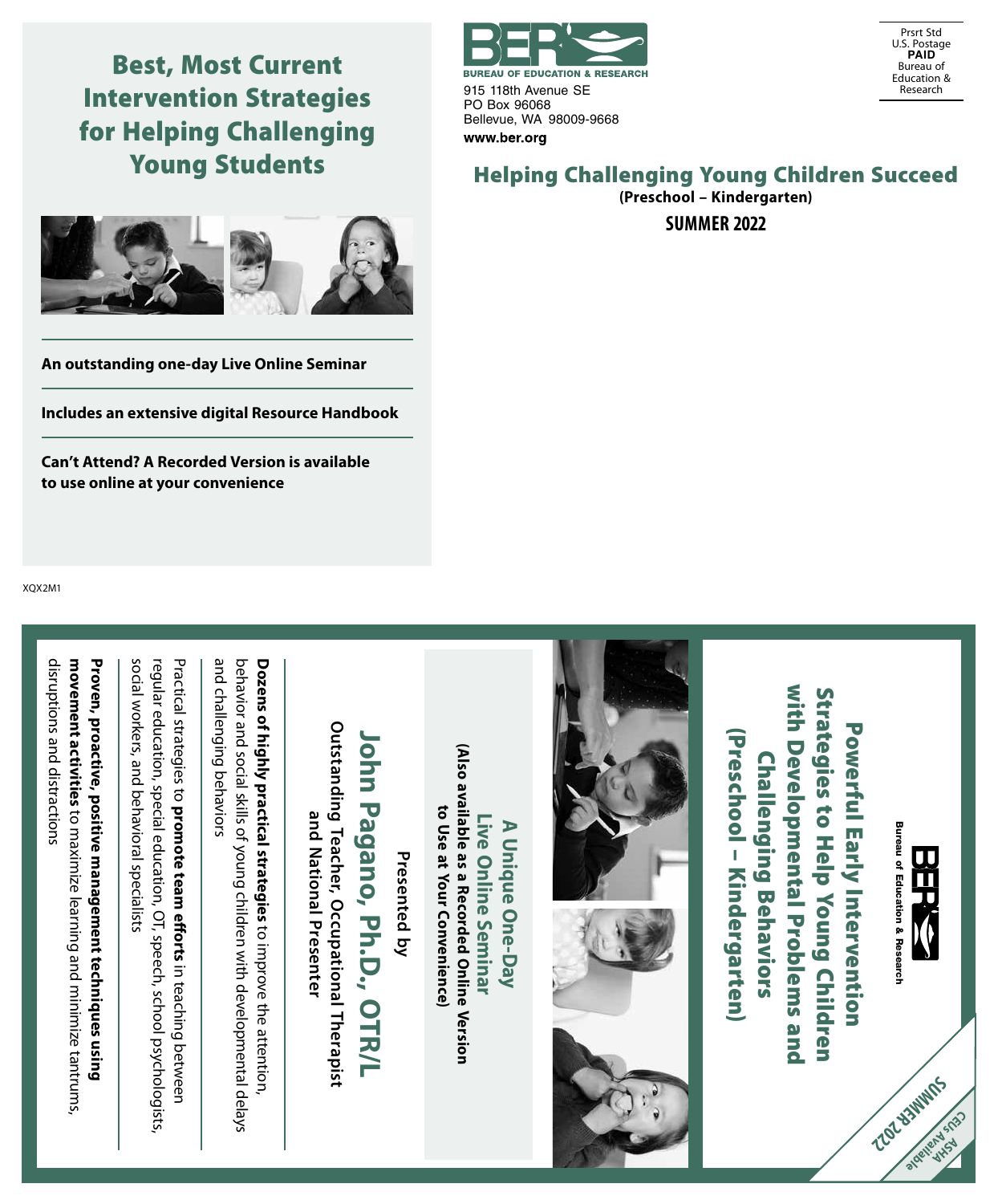# Best, Most Current Intervention Strategies for Helping Challenging Young Students

**An outstanding one-day Live Online Seminar**

**Includes an extensive digital Resource Handbook**

**Can't Attend? A Recorded Version is available to use online at your convenience**

XQX2M1

BER BUREAU OF EDUCATION & RESEARCH
915 118th Avenue SE
PO Box 96068
Bellevue, WA 98009-9668
**www.ber.org**

Prsrt Std
U.S. Postage
**PAID**
Bureau of Education & Research

## Helping Challenging Young Children Succeed

**(Preschool – Kindergarten)**

**SUMMER 2022**

BER Bureau of Education & Research

# Powerful Early Intervention Strategies to Help Young Children with Developmental Problems and Challenging Behaviors (Preschool – Kindergarten)

SUMMER 2022
ASHA CEUs Available

**A Unique One-Day Live Online Seminar**

**(Also available as a Recorded Online Version to Use at Your Convenience)**

Presented by

## John Pagano, Ph.D., OTR/L

**Outstanding Teacher, Occupational Therapist and National Presenter**

**Dozens of highly practical strategies** to improve the attention, behavior and social skills of young children with developmental delays and challenging behaviors

Practical strategies to **promote team efforts** in teaching between regular education, special education, OT, speech, school psychologists, social workers, and behavioral specialists

**Proven, proactive, positive management techniques using movement activities** to maximize learning and minimize tantrums, disruptions and distractions